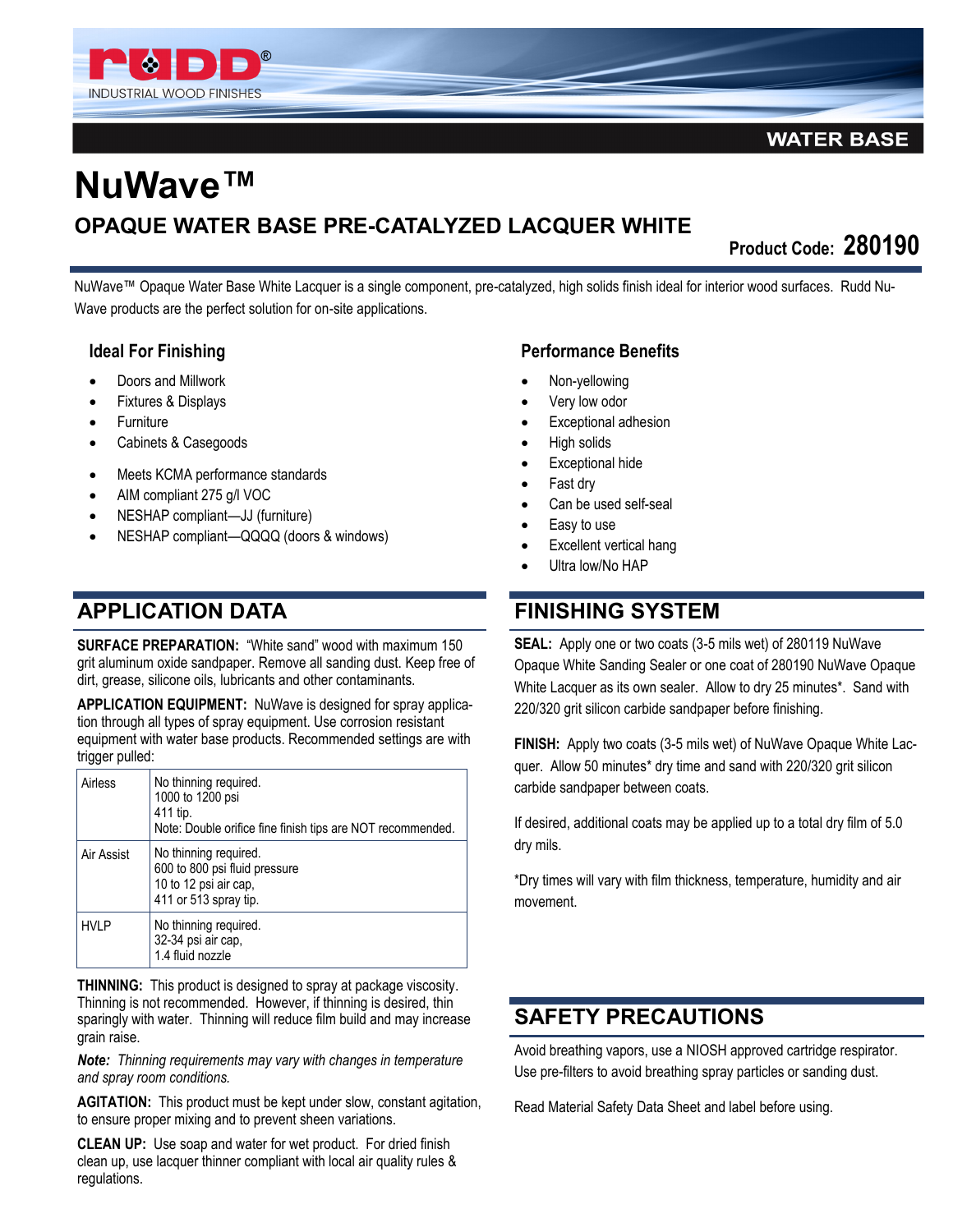RUDD® INDUSTRIAL WOOD FINISHES

WATER BASE

# NuWave™

## OPAQUE WATER BASE PRE-CATALYZED LACQUER WHITE

**Product Code: 280190**

NuWave™ Opaque Water Base White Lacquer is a single component, pre-catalyzed, high solids finish ideal for interior wood surfaces. Rudd NuWave products are the perfect solution for on-site applications.

### Ideal For Finishing

- Doors and Millwork
- Fixtures & Displays
- Furniture
- Cabinets & Casegoods

- Meets KCMA performance standards
- AIM compliant 275 g/l VOC
- NESHAP compliant—JJ (furniture)
- NESHAP compliant—QQQQ (doors & windows)

### Performance Benefits

- Non-yellowing
- Very low odor
- Exceptional adhesion
- High solids
- Exceptional hide
- Fast dry
- Can be used self-seal
- Easy to use
- Excellent vertical hang
- Ultra low/No HAP

## APPLICATION DATA

**SURFACE PREPARATION:** "White sand" wood with maximum 150 grit aluminum oxide sandpaper. Remove all sanding dust. Keep free of dirt, grease, silicone oils, lubricants and other contaminants.

**APPLICATION EQUIPMENT:** NuWave is designed for spray application through all types of spray equipment. Use corrosion resistant equipment with water base products. Recommended settings are with trigger pulled:

| | |
|---|---|
| Airless | No thinning required.<br>1000 to 1200 psi<br>411 tip.<br>Note: Double orifice fine finish tips are NOT recommended. |
| Air Assist | No thinning required.<br>600 to 800 psi fluid pressure<br>10 to 12 psi air cap,<br>411 or 513 spray tip. |
| HVLP | No thinning required.<br>32-34 psi air cap,<br>1.4 fluid nozzle |

**THINNING:** This product is designed to spray at package viscosity. Thinning is not recommended. However, if thinning is desired, thin sparingly with water. Thinning will reduce film build and may increase grain raise.

***Note:** Thinning requirements may vary with changes in temperature and spray room conditions.*

**AGITATION:** This product must be kept under slow, constant agitation, to ensure proper mixing and to prevent sheen variations.

**CLEAN UP:** Use soap and water for wet product. For dried finish clean up, use lacquer thinner compliant with local air quality rules & regulations.

## FINISHING SYSTEM

**SEAL:** Apply one or two coats (3-5 mils wet) of 280119 NuWave Opaque White Sanding Sealer or one coat of 280190 NuWave Opaque White Lacquer as its own sealer. Allow to dry 25 minutes*. Sand with 220/320 grit silicon carbide sandpaper before finishing.

**FINISH:** Apply two coats (3-5 mils wet) of NuWave Opaque White Lacquer. Allow 50 minutes* dry time and sand with 220/320 grit silicon carbide sandpaper between coats.

If desired, additional coats may be applied up to a total dry film of 5.0 dry mils.

*Dry times will vary with film thickness, temperature, humidity and air movement.

## SAFETY PRECAUTIONS

Avoid breathing vapors, use a NIOSH approved cartridge respirator. Use pre-filters to avoid breathing spray particles or sanding dust.

Read Material Safety Data Sheet and label before using.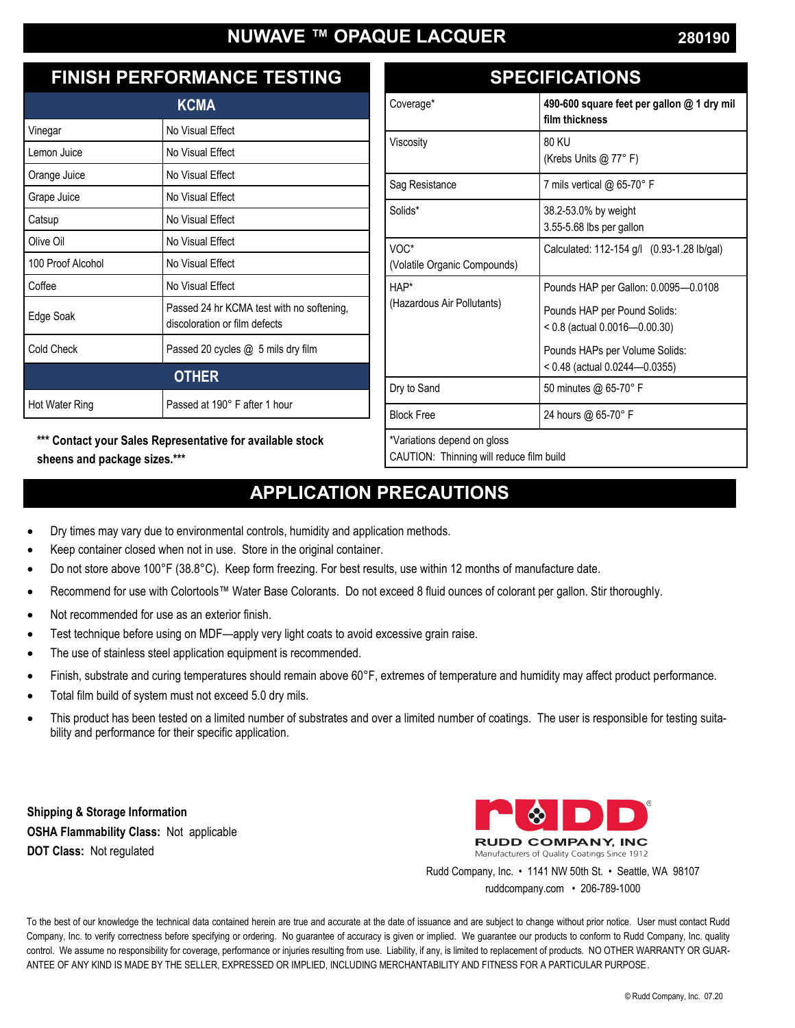# NUWAVE ™ OPAQUE LACQUER

280190

## FINISH PERFORMANCE TESTING

| KCMA | |
|---|---|
| Vinegar | No Visual Effect |
| Lemon Juice | No Visual Effect |
| Orange Juice | No Visual Effect |
| Grape Juice | No Visual Effect |
| Catsup | No Visual Effect |
| Olive Oil | No Visual Effect |
| 100 Proof Alcohol | No Visual Effect |
| Coffee | No Visual Effect |
| Edge Soak | Passed 24 hr KCMA test with no softening, discoloration or film defects |
| Cold Check | Passed 20 cycles @ 5 mils dry film |
| **OTHER** | |
| Hot Water Ring | Passed at 190° F after 1 hour |

**\*\*\* Contact your Sales Representative for available stock sheens and package sizes.\*\*\***

## SPECIFICATIONS

| | |
|---|---|
| Coverage* | **490-600 square feet per gallon @ 1 dry mil film thickness** |
| Viscosity | 80 KU (Krebs Units @ 77° F) |
| Sag Resistance | 7 mils vertical @ 65-70° F |
| Solids* | 38.2-53.0% by weight<br>3.55-5.68 lbs per gallon |
| VOC* (Volatile Organic Compounds) | Calculated: 112-154 g/l (0.93-1.28 lb/gal) |
| HAP* (Hazardous Air Pollutants) | Pounds HAP per Gallon: 0.0095—0.0108<br>Pounds HAP per Pound Solids: < 0.8 (actual 0.0016—0.00.30)<br>Pounds HAPs per Volume Solids: < 0.48 (actual 0.0244—0.0355) |
| Dry to Sand | 50 minutes @ 65-70° F |
| Block Free | 24 hours @ 65-70° F |

*Variations depend on gloss
CAUTION: Thinning will reduce film build

## APPLICATION PRECAUTIONS

- Dry times may vary due to environmental controls, humidity and application methods.
- Keep container closed when not in use. Store in the original container.
- Do not store above 100°F (38.8°C). Keep form freezing. For best results, use within 12 months of manufacture date.
- Recommend for use with Colortools™ Water Base Colorants. Do not exceed 8 fluid ounces of colorant per gallon. Stir thoroughly.
- Not recommended for use as an exterior finish.
- Test technique before using on MDF—apply very light coats to avoid excessive grain raise.
- The use of stainless steel application equipment is recommended.
- Finish, substrate and curing temperatures should remain above 60°F, extremes of temperature and humidity may affect product performance.
- Total film build of system must not exceed 5.0 dry mils.
- This product has been tested on a limited number of substrates and over a limited number of coatings. The user is responsible for testing suitability and performance for their specific application.

**Shipping & Storage Information**
**OSHA Flammability Class:** Not applicable
**DOT Class:** Not regulated

RUDD COMPANY, INC
Manufacturers of Quality Coatings Since 1912
Rudd Company, Inc. • 1141 NW 50th St. • Seattle, WA 98107
ruddcompany.com • 206-789-1000

To the best of our knowledge the technical data contained herein are true and accurate at the date of issuance and are subject to change without prior notice. User must contact Rudd Company, Inc. to verify correctness before specifying or ordering. No guarantee of accuracy is given or implied. We guarantee our products to conform to Rudd Company, Inc. quality control. We assume no responsibility for coverage, performance or injuries resulting from use. Liability, if any, is limited to replacement of products. NO OTHER WARRANTY OR GUARANTEE OF ANY KIND IS MADE BY THE SELLER, EXPRESSED OR IMPLIED, INCLUDING MERCHANTABILITY AND FITNESS FOR A PARTICULAR PURPOSE.

© Rudd Company, Inc. 07.20